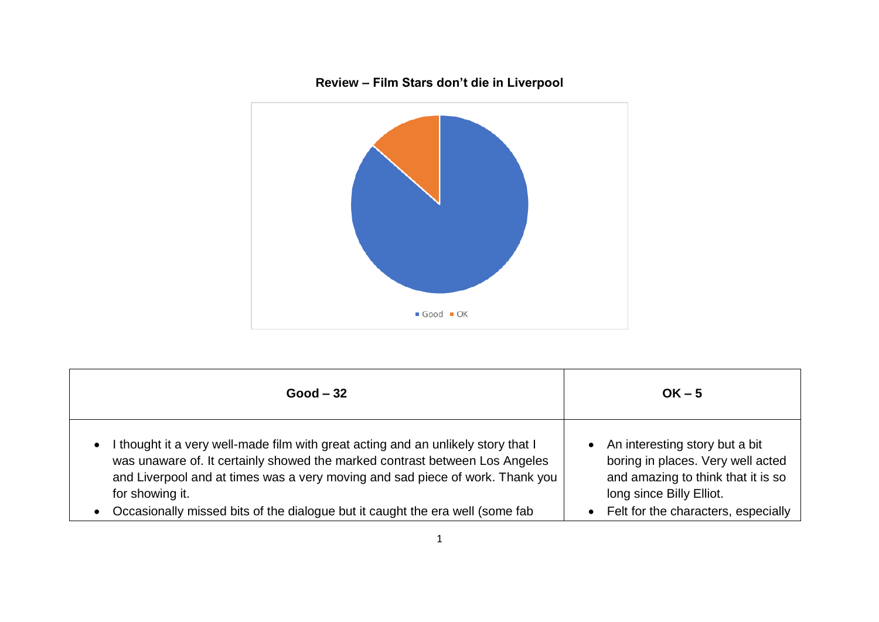**Review – Film Stars don't die in Liverpool**

■ Good ■ OK

| Good – 32 | OK – 5 |
|---|---|
| • I thought it a very well-made film with great acting and an unlikely story that I was unaware of. It certainly showed the marked contrast between Los Angeles and Liverpool and at times was a very moving and sad piece of work. Thank you for showing it.<br>• Occasionally missed bits of the dialogue but it caught the era well (some fab | • An interesting story but a bit boring in places. Very well acted and amazing to think that it is so long since Billy Elliot.<br>• Felt for the characters, especially |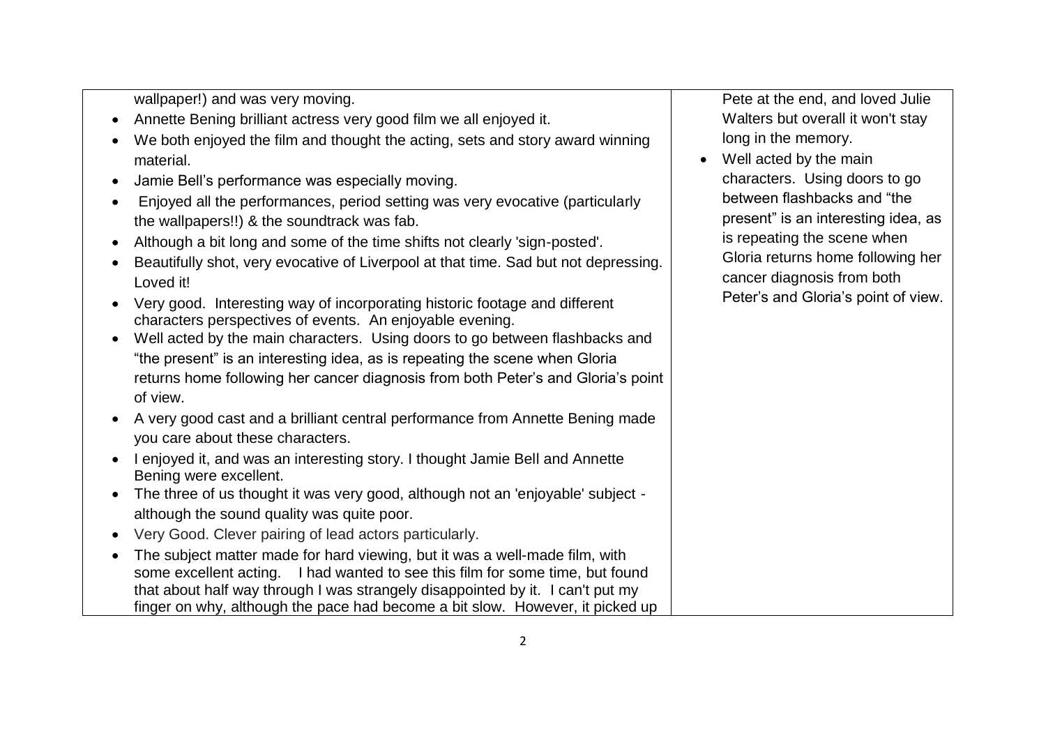| | |
|---|---|
| wallpaper!) and was very moving.<br>• Annette Bening brilliant actress very good film we all enjoyed it.<br>• We both enjoyed the film and thought the acting, sets and story award winning material.<br>• Jamie Bell's performance was especially moving.<br>• Enjoyed all the performances, period setting was very evocative (particularly the wallpapers!!) & the soundtrack was fab.<br>• Although a bit long and some of the time shifts not clearly 'sign-posted'.<br>• Beautifully shot, very evocative of Liverpool at that time. Sad but not depressing. Loved it!<br>• Very good. Interesting way of incorporating historic footage and different characters perspectives of events. An enjoyable evening.<br>• Well acted by the main characters. Using doors to go between flashbacks and "the present" is an interesting idea, as is repeating the scene when Gloria returns home following her cancer diagnosis from both Peter's and Gloria's point of view.<br>• A very good cast and a brilliant central performance from Annette Bening made you care about these characters.<br>• I enjoyed it, and was an interesting story. I thought Jamie Bell and Annette Bening were excellent.<br>• The three of us thought it was very good, although not an 'enjoyable' subject - although the sound quality was quite poor.<br>• Very Good. Clever pairing of lead actors particularly.<br>• The subject matter made for hard viewing, but it was a well-made film, with some excellent acting. I had wanted to see this film for some time, but found that about half way through I was strangely disappointed by it. I can't put my finger on why, although the pace had become a bit slow. However, it picked up | Pete at the end, and loved Julie Walters but overall it won't stay long in the memory.<br>• Well acted by the main characters. Using doors to go between flashbacks and "the present" is an interesting idea, as is repeating the scene when Gloria returns home following her cancer diagnosis from both Peter's and Gloria's point of view. |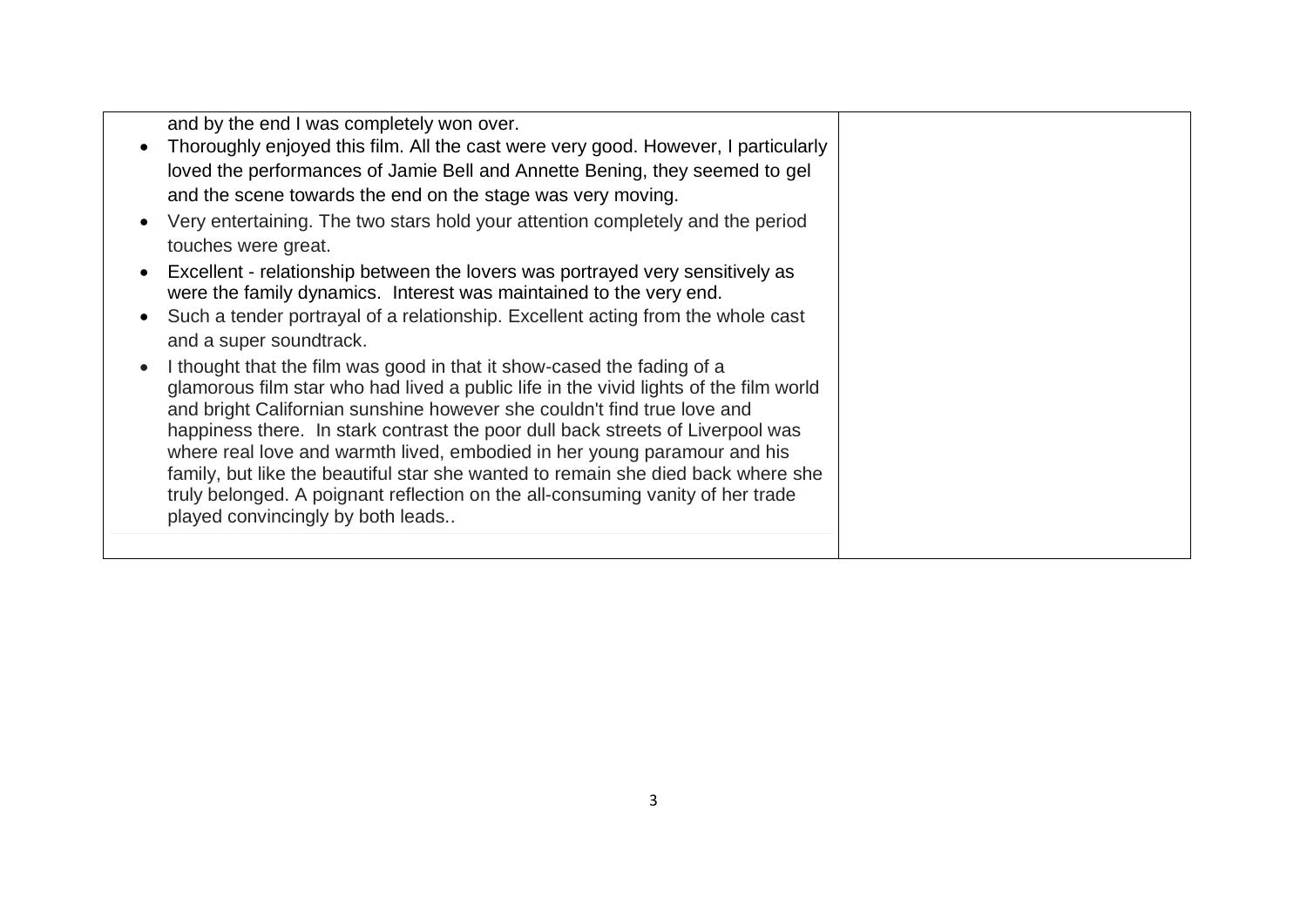| | |
|---|---|
| and by the end I was completely won over.<br>• Thoroughly enjoyed this film. All the cast were very good. However, I particularly loved the performances of Jamie Bell and Annette Bening, they seemed to gel and the scene towards the end on the stage was very moving.<br>• Very entertaining. The two stars hold your attention completely and the period touches were great.<br>• Excellent - relationship between the lovers was portrayed very sensitively as were the family dynamics. Interest was maintained to the very end.<br>• Such a tender portrayal of a relationship. Excellent acting from the whole cast and a super soundtrack.<br>• I thought that the film was good in that it show-cased the fading of a glamorous film star who had lived a public life in the vivid lights of the film world and bright Californian sunshine however she couldn't find true love and happiness there. In stark contrast the poor dull back streets of Liverpool was where real love and warmth lived, embodied in her young paramour and his family, but like the beautiful star she wanted to remain she died back where she truly belonged. A poignant reflection on the all-consuming vanity of her trade played convincingly by both leads.. | |